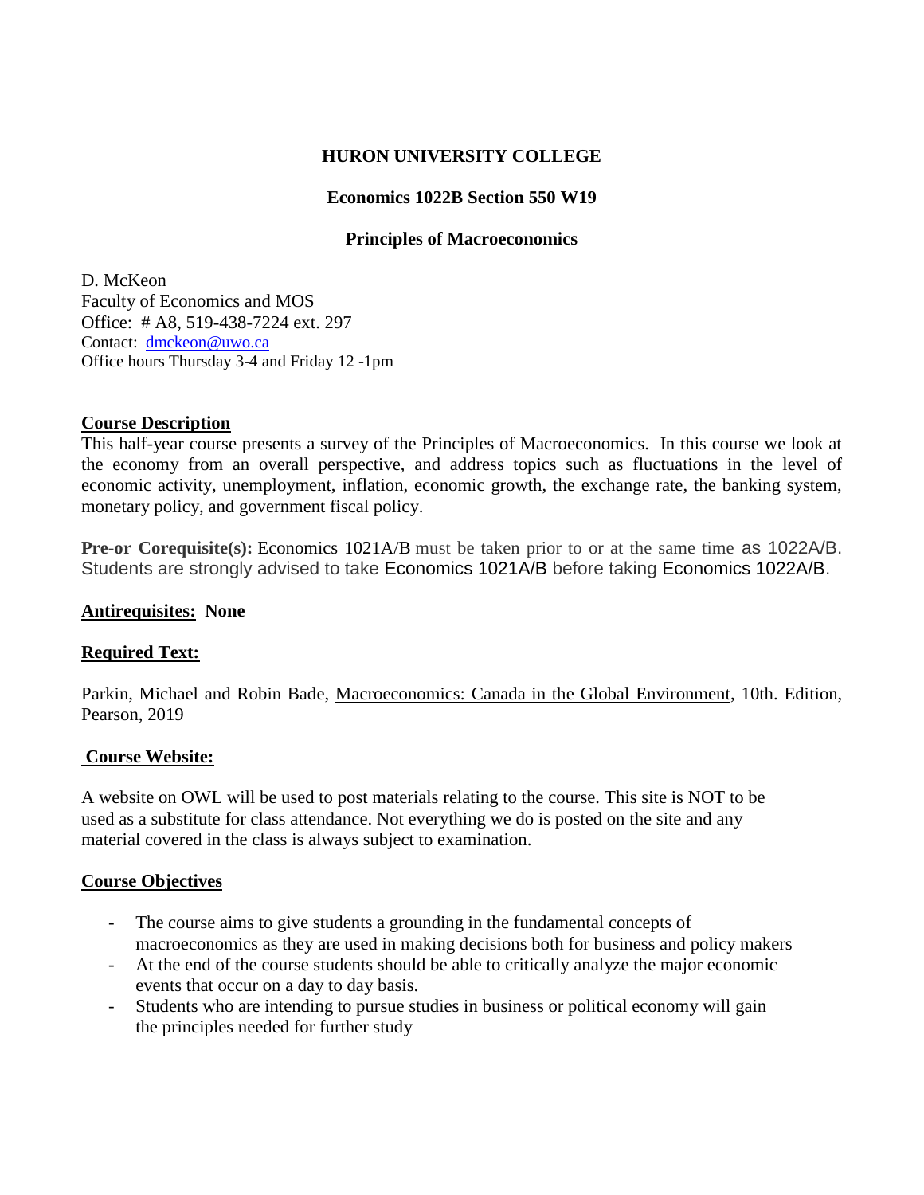**HURON UNIVERSITY COLLEGE**

**Economics 1022B Section 550 W19**

**Principles of Macroeconomics**

D. McKeon
Faculty of Economics and MOS
Office: # A8, 519-438-7224 ext. 297
Contact: dmckeon@uwo.ca
Office hours Thursday 3-4 and Friday 12 -1pm

## Course Description

This half-year course presents a survey of the Principles of Macroeconomics. In this course we look at the economy from an overall perspective, and address topics such as fluctuations in the level of economic activity, unemployment, inflation, economic growth, the exchange rate, the banking system, monetary policy, and government fiscal policy.

**Pre-or Corequisite(s):** Economics 1021A/B must be taken prior to or at the same time as 1022A/B. Students are strongly advised to take Economics 1021A/B before taking Economics 1022A/B.

**Antirequisites: None**

## Required Text:

Parkin, Michael and Robin Bade, Macroeconomics: Canada in the Global Environment, 10th. Edition, Pearson, 2019

## Course Website:

A website on OWL will be used to post materials relating to the course. This site is NOT to be used as a substitute for class attendance. Not everything we do is posted on the site and any material covered in the class is always subject to examination.

## Course Objectives

- The course aims to give students a grounding in the fundamental concepts of macroeconomics as they are used in making decisions both for business and policy makers
- At the end of the course students should be able to critically analyze the major economic events that occur on a day to day basis.
- Students who are intending to pursue studies in business or political economy will gain the principles needed for further study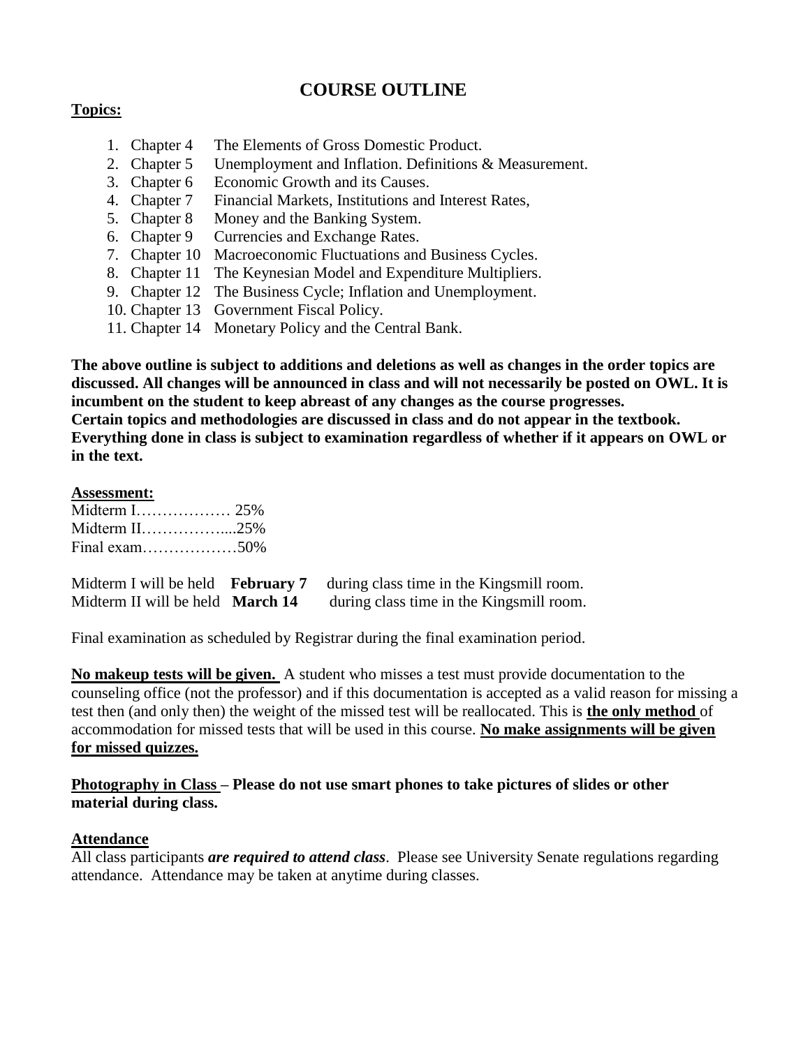# COURSE OUTLINE

**Topics:**

1. Chapter 4 The Elements of Gross Domestic Product.
2. Chapter 5 Unemployment and Inflation. Definitions & Measurement.
3. Chapter 6 Economic Growth and its Causes.
4. Chapter 7 Financial Markets, Institutions and Interest Rates,
5. Chapter 8 Money and the Banking System.
6. Chapter 9 Currencies and Exchange Rates.
7. Chapter 10 Macroeconomic Fluctuations and Business Cycles.
8. Chapter 11 The Keynesian Model and Expenditure Multipliers.
9. Chapter 12 The Business Cycle; Inflation and Unemployment.
10. Chapter 13 Government Fiscal Policy.
11. Chapter 14 Monetary Policy and the Central Bank.

**The above outline is subject to additions and deletions as well as changes in the order topics are discussed. All changes will be announced in class and will not necessarily be posted on OWL. It is incumbent on the student to keep abreast of any changes as the course progresses. Certain topics and methodologies are discussed in class and do not appear in the textbook. Everything done in class is subject to examination regardless of whether if it appears on OWL or in the text.**

**Assessment:**

Midterm I……………… 25%
Midterm II……………....25%
Final exam………………50%

Midterm I will be held **February 7** during class time in the Kingsmill room.
Midterm II will be held **March 14** during class time in the Kingsmill room.

Final examination as scheduled by Registrar during the final examination period.

**No makeup tests will be given.** A student who misses a test must provide documentation to the counseling office (not the professor) and if this documentation is accepted as a valid reason for missing a test then (and only then) the weight of the missed test will be reallocated. This is **the only method** of accommodation for missed tests that will be used in this course. **No make assignments will be given for missed quizzes.**

**Photography in Class – Please do not use smart phones to take pictures of slides or other material during class.**

**Attendance**

All class participants ***are required to attend class***. Please see University Senate regulations regarding attendance. Attendance may be taken at anytime during classes.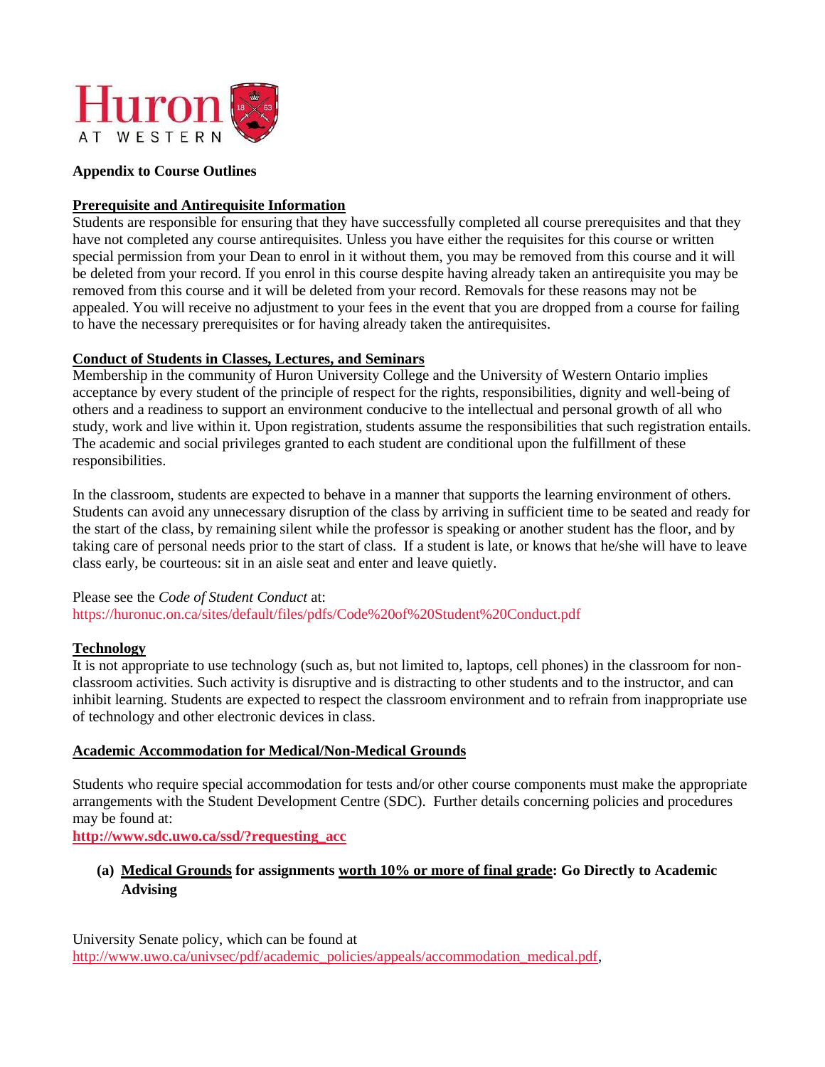**Appendix to Course Outlines**

**Prerequisite and Antirequisite Information**

Students are responsible for ensuring that they have successfully completed all course prerequisites and that they have not completed any course antirequisites. Unless you have either the requisites for this course or written special permission from your Dean to enrol in it without them, you may be removed from this course and it will be deleted from your record. If you enrol in this course despite having already taken an antirequisite you may be removed from this course and it will be deleted from your record. Removals for these reasons may not be appealed. You will receive no adjustment to your fees in the event that you are dropped from a course for failing to have the necessary prerequisites or for having already taken the antirequisites.

**Conduct of Students in Classes, Lectures, and Seminars**

Membership in the community of Huron University College and the University of Western Ontario implies acceptance by every student of the principle of respect for the rights, responsibilities, dignity and well-being of others and a readiness to support an environment conducive to the intellectual and personal growth of all who study, work and live within it. Upon registration, students assume the responsibilities that such registration entails. The academic and social privileges granted to each student are conditional upon the fulfillment of these responsibilities.

In the classroom, students are expected to behave in a manner that supports the learning environment of others. Students can avoid any unnecessary disruption of the class by arriving in sufficient time to be seated and ready for the start of the class, by remaining silent while the professor is speaking or another student has the floor, and by taking care of personal needs prior to the start of class. If a student is late, or knows that he/she will have to leave class early, be courteous: sit in an aisle seat and enter and leave quietly.

Please see the *Code of Student Conduct* at:
https://huronuc.on.ca/sites/default/files/pdfs/Code%20of%20Student%20Conduct.pdf

**Technology**

It is not appropriate to use technology (such as, but not limited to, laptops, cell phones) in the classroom for non-classroom activities. Such activity is disruptive and is distracting to other students and to the instructor, and can inhibit learning. Students are expected to respect the classroom environment and to refrain from inappropriate use of technology and other electronic devices in class.

**Academic Accommodation for Medical/Non-Medical Grounds**

Students who require special accommodation for tests and/or other course components must make the appropriate arrangements with the Student Development Centre (SDC). Further details concerning policies and procedures may be found at:
**http://www.sdc.uwo.ca/ssd/?requesting_acc**

**(a) Medical Grounds for assignments worth 10% or more of final grade: Go Directly to Academic Advising**

University Senate policy, which can be found at
http://www.uwo.ca/univsec/pdf/academic_policies/appeals/accommodation_medical.pdf,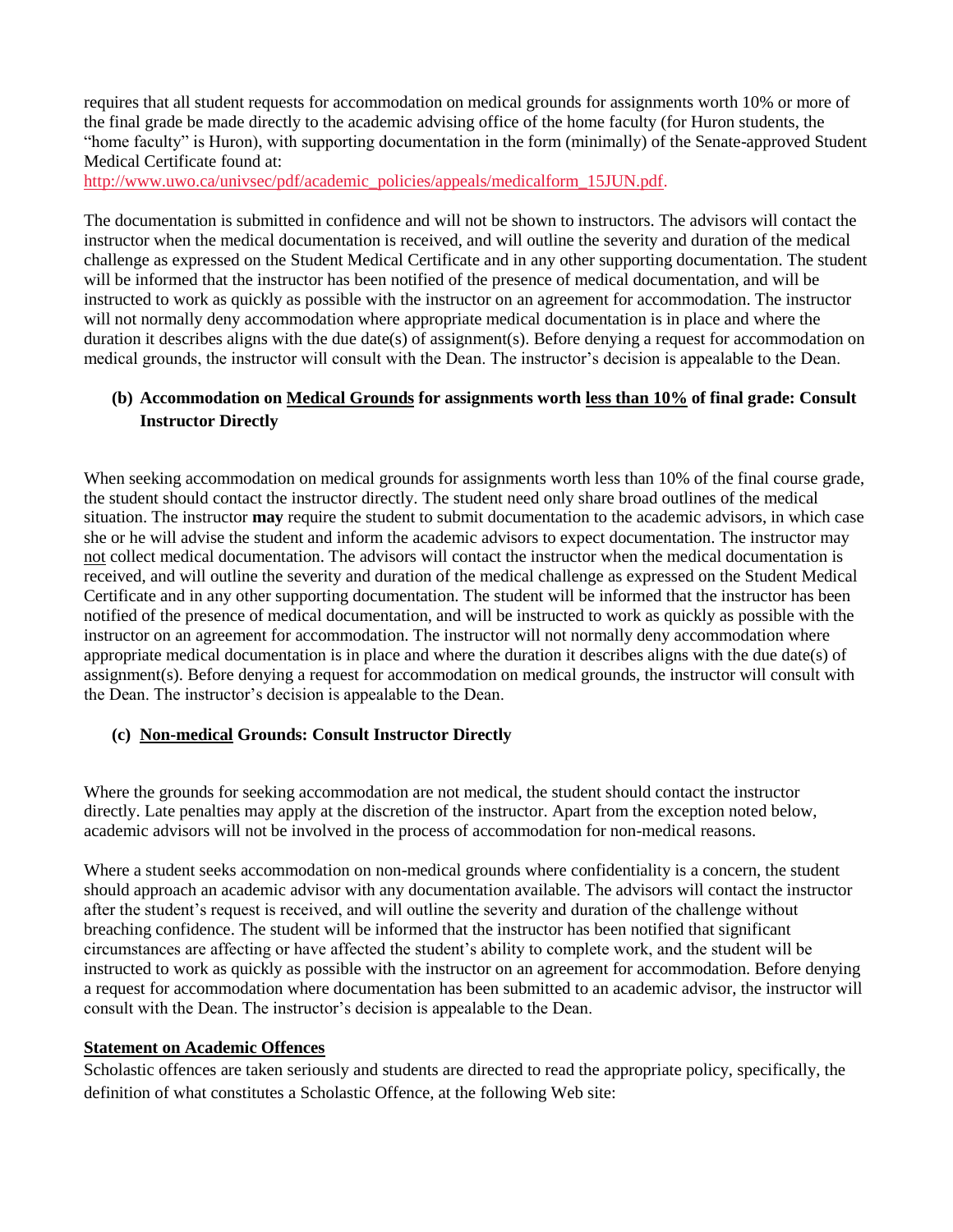requires that all student requests for accommodation on medical grounds for assignments worth 10% or more of the final grade be made directly to the academic advising office of the home faculty (for Huron students, the "home faculty" is Huron), with supporting documentation in the form (minimally) of the Senate-approved Student Medical Certificate found at:
[http://www.uwo.ca/univsec/pdf/academic_policies/appeals/medicalform_15JUN.pdf](http://www.uwo.ca/univsec/pdf/academic_policies/appeals/medicalform_15JUN.pdf).

The documentation is submitted in confidence and will not be shown to instructors. The advisors will contact the instructor when the medical documentation is received, and will outline the severity and duration of the medical challenge as expressed on the Student Medical Certificate and in any other supporting documentation. The student will be informed that the instructor has been notified of the presence of medical documentation, and will be instructed to work as quickly as possible with the instructor on an agreement for accommodation. The instructor will not normally deny accommodation where appropriate medical documentation is in place and where the duration it describes aligns with the due date(s) of assignment(s). Before denying a request for accommodation on medical grounds, the instructor will consult with the Dean. The instructor's decision is appealable to the Dean.

### (b) Accommodation on <u>Medical Grounds</u> for assignments worth <u>less than 10%</u> of final grade: Consult Instructor Directly

When seeking accommodation on medical grounds for assignments worth less than 10% of the final course grade, the student should contact the instructor directly. The student need only share broad outlines of the medical situation. The instructor **may** require the student to submit documentation to the academic advisors, in which case she or he will advise the student and inform the academic advisors to expect documentation. The instructor may <u>not</u> collect medical documentation. The advisors will contact the instructor when the medical documentation is received, and will outline the severity and duration of the medical challenge as expressed on the Student Medical Certificate and in any other supporting documentation. The student will be informed that the instructor has been notified of the presence of medical documentation, and will be instructed to work as quickly as possible with the instructor on an agreement for accommodation. The instructor will not normally deny accommodation where appropriate medical documentation is in place and where the duration it describes aligns with the due date(s) of assignment(s). Before denying a request for accommodation on medical grounds, the instructor will consult with the Dean. The instructor's decision is appealable to the Dean.

### (c) <u>Non-medical</u> Grounds: Consult Instructor Directly

Where the grounds for seeking accommodation are not medical, the student should contact the instructor directly. Late penalties may apply at the discretion of the instructor. Apart from the exception noted below, academic advisors will not be involved in the process of accommodation for non-medical reasons.

Where a student seeks accommodation on non-medical grounds where confidentiality is a concern, the student should approach an academic advisor with any documentation available. The advisors will contact the instructor after the student's request is received, and will outline the severity and duration of the challenge without breaching confidence. The student will be informed that the instructor has been notified that significant circumstances are affecting or have affected the student's ability to complete work, and the student will be instructed to work as quickly as possible with the instructor on an agreement for accommodation. Before denying a request for accommodation where documentation has been submitted to an academic advisor, the instructor will consult with the Dean. The instructor's decision is appealable to the Dean.

## <u>Statement on Academic Offences</u>

Scholastic offences are taken seriously and students are directed to read the appropriate policy, specifically, the definition of what constitutes a Scholastic Offence, at the following Web site: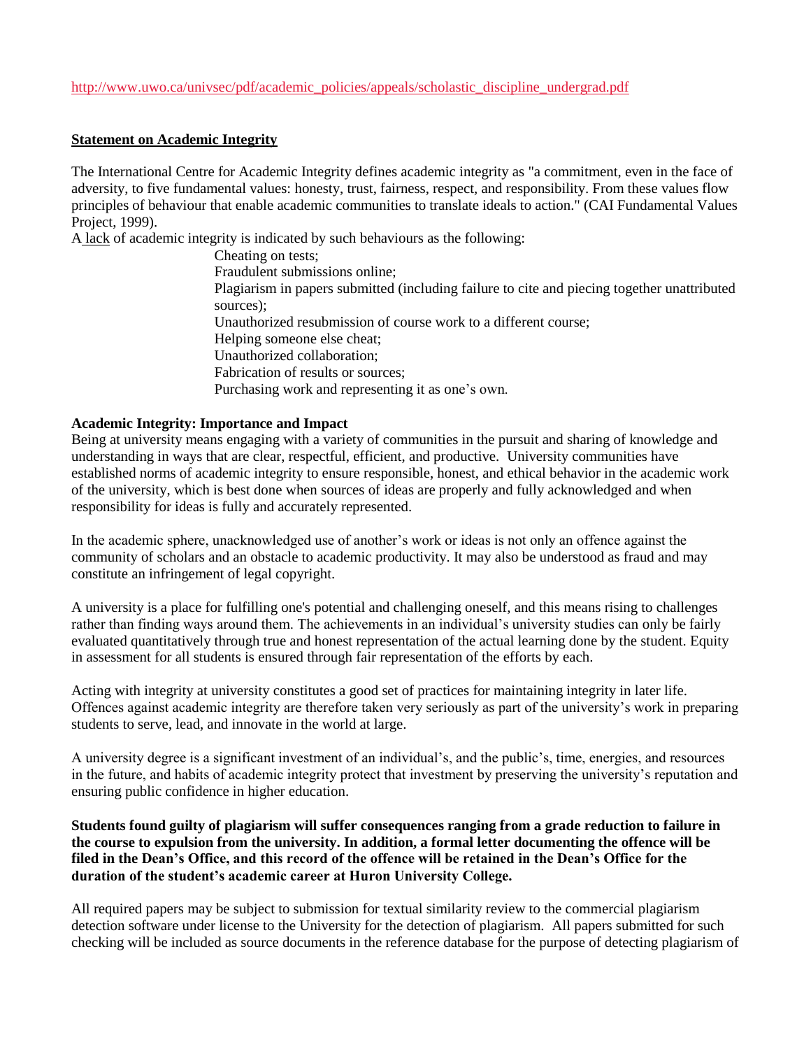http://www.uwo.ca/univsec/pdf/academic_policies/appeals/scholastic_discipline_undergrad.pdf

## Statement on Academic Integrity

The International Centre for Academic Integrity defines academic integrity as "a commitment, even in the face of adversity, to five fundamental values: honesty, trust, fairness, respect, and responsibility. From these values flow principles of behaviour that enable academic communities to translate ideals to action." (CAI Fundamental Values Project, 1999).

A lack of academic integrity is indicated by such behaviours as the following:

- Cheating on tests;
- Fraudulent submissions online;
- Plagiarism in papers submitted (including failure to cite and piecing together unattributed sources);
- Unauthorized resubmission of course work to a different course;
- Helping someone else cheat;
- Unauthorized collaboration;
- Fabrication of results or sources;
- Purchasing work and representing it as one's own.

**Academic Integrity: Importance and Impact**

Being at university means engaging with a variety of communities in the pursuit and sharing of knowledge and understanding in ways that are clear, respectful, efficient, and productive. University communities have established norms of academic integrity to ensure responsible, honest, and ethical behavior in the academic work of the university, which is best done when sources of ideas are properly and fully acknowledged and when responsibility for ideas is fully and accurately represented.

In the academic sphere, unacknowledged use of another's work or ideas is not only an offence against the community of scholars and an obstacle to academic productivity. It may also be understood as fraud and may constitute an infringement of legal copyright.

A university is a place for fulfilling one's potential and challenging oneself, and this means rising to challenges rather than finding ways around them. The achievements in an individual's university studies can only be fairly evaluated quantitatively through true and honest representation of the actual learning done by the student. Equity in assessment for all students is ensured through fair representation of the efforts by each.

Acting with integrity at university constitutes a good set of practices for maintaining integrity in later life. Offences against academic integrity are therefore taken very seriously as part of the university's work in preparing students to serve, lead, and innovate in the world at large.

A university degree is a significant investment of an individual's, and the public's, time, energies, and resources in the future, and habits of academic integrity protect that investment by preserving the university's reputation and ensuring public confidence in higher education.

**Students found guilty of plagiarism will suffer consequences ranging from a grade reduction to failure in the course to expulsion from the university. In addition, a formal letter documenting the offence will be filed in the Dean's Office, and this record of the offence will be retained in the Dean's Office for the duration of the student's academic career at Huron University College.**

All required papers may be subject to submission for textual similarity review to the commercial plagiarism detection software under license to the University for the detection of plagiarism. All papers submitted for such checking will be included as source documents in the reference database for the purpose of detecting plagiarism of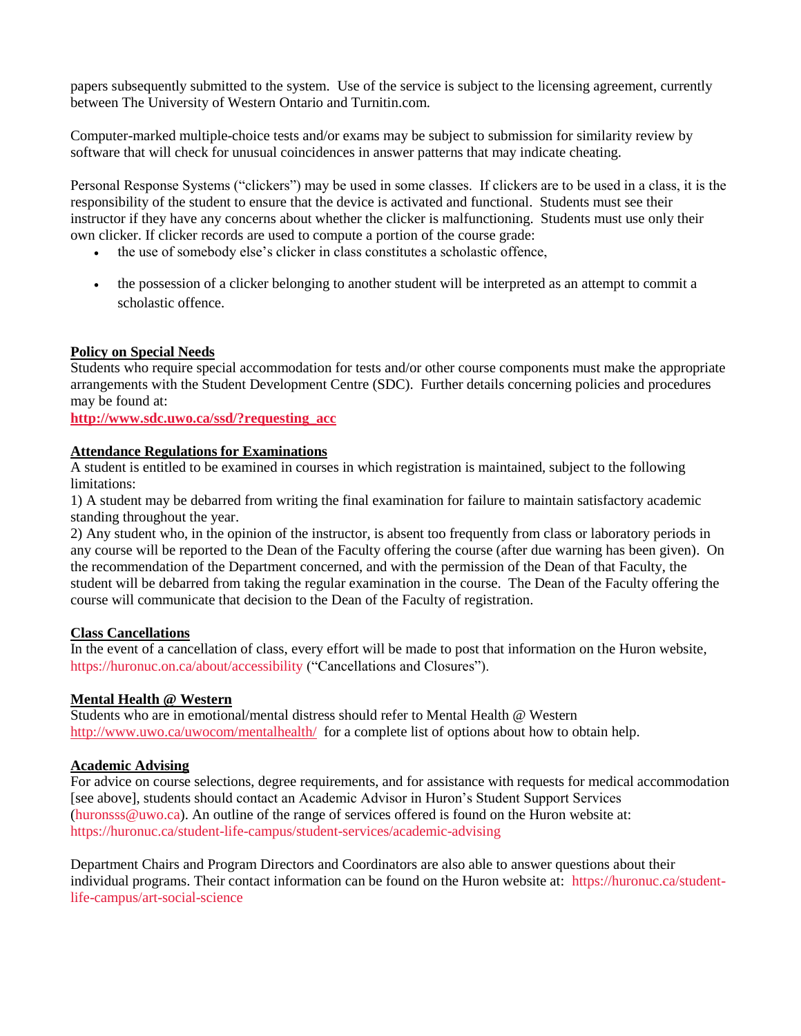papers subsequently submitted to the system. Use of the service is subject to the licensing agreement, currently between The University of Western Ontario and Turnitin.com.

Computer-marked multiple-choice tests and/or exams may be subject to submission for similarity review by software that will check for unusual coincidences in answer patterns that may indicate cheating.

Personal Response Systems ("clickers") may be used in some classes. If clickers are to be used in a class, it is the responsibility of the student to ensure that the device is activated and functional. Students must see their instructor if they have any concerns about whether the clicker is malfunctioning. Students must use only their own clicker. If clicker records are used to compute a portion of the course grade:

- the use of somebody else's clicker in class constitutes a scholastic offence,
- the possession of a clicker belonging to another student will be interpreted as an attempt to commit a scholastic offence.

**Policy on Special Needs**

Students who require special accommodation for tests and/or other course components must make the appropriate arrangements with the Student Development Centre (SDC). Further details concerning policies and procedures may be found at:
**http://www.sdc.uwo.ca/ssd/?requesting_acc**

**Attendance Regulations for Examinations**

A student is entitled to be examined in courses in which registration is maintained, subject to the following limitations:
1) A student may be debarred from writing the final examination for failure to maintain satisfactory academic standing throughout the year.
2) Any student who, in the opinion of the instructor, is absent too frequently from class or laboratory periods in any course will be reported to the Dean of the Faculty offering the course (after due warning has been given). On the recommendation of the Department concerned, and with the permission of the Dean of that Faculty, the student will be debarred from taking the regular examination in the course. The Dean of the Faculty offering the course will communicate that decision to the Dean of the Faculty of registration.

**Class Cancellations**

In the event of a cancellation of class, every effort will be made to post that information on the Huron website, https://huronuc.on.ca/about/accessibility ("Cancellations and Closures").

**Mental Health @ Western**

Students who are in emotional/mental distress should refer to Mental Health @ Western http://www.uwo.ca/uwocom/mentalhealth/ for a complete list of options about how to obtain help.

**Academic Advising**

For advice on course selections, degree requirements, and for assistance with requests for medical accommodation [see above], students should contact an Academic Advisor in Huron's Student Support Services (huronsss@uwo.ca). An outline of the range of services offered is found on the Huron website at: https://huronuc.ca/student-life-campus/student-services/academic-advising

Department Chairs and Program Directors and Coordinators are also able to answer questions about their individual programs. Their contact information can be found on the Huron website at: https://huronuc.ca/student-life-campus/art-social-science